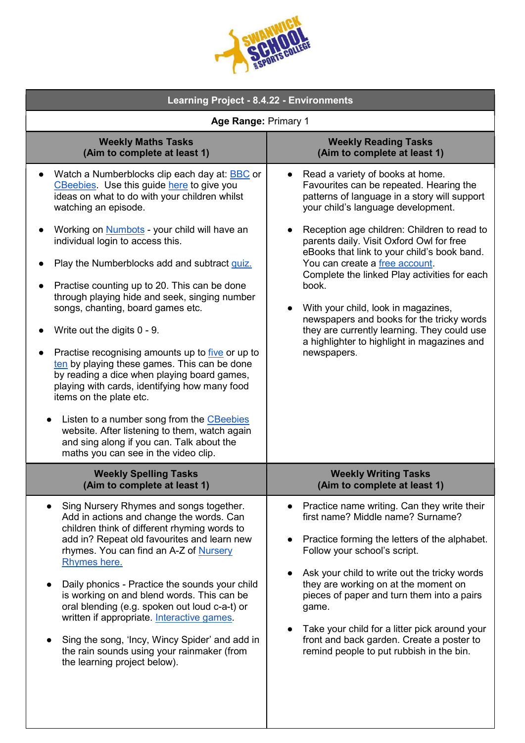# Learning Project - 8.4.22 - Environments

**Age Range:** Primary 1

## Weekly Maths Tasks (Aim to complete at least 1)

- Watch a Numberblocks clip each day at: BBC or CBeebies. Use this guide here to give you ideas on what to do with your children whilst watching an episode.
- Working on Numbots - your child will have an individual login to access this.
- Play the Numberblocks add and subtract quiz.
- Practise counting up to 20. This can be done through playing hide and seek, singing number songs, chanting, board games etc.
- Write out the digits 0 - 9.
- Practise recognising amounts up to five or up to ten by playing these games. This can be done by reading a dice when playing board games, playing with cards, identifying how many food items on the plate etc.
- Listen to a number song from the CBeebies website. After listening to them, watch again and sing along if you can. Talk about the maths you can see in the video clip.

## Weekly Reading Tasks (Aim to complete at least 1)

- Read a variety of books at home. Favourites can be repeated. Hearing the patterns of language in a story will support your child's language development.
- Reception age children: Children to read to parents daily. Visit Oxford Owl for free eBooks that link to your child's book band. You can create a free account. Complete the linked Play activities for each book.
- With your child, look in magazines, newspapers and books for the tricky words they are currently learning. They could use a highlighter to highlight in magazines and newspapers.

## Weekly Spelling Tasks (Aim to complete at least 1)

- Sing Nursery Rhymes and songs together. Add in actions and change the words. Can children think of different rhyming words to add in? Repeat old favourites and learn new rhymes. You can find an A-Z of Nursery Rhymes here.
- Daily phonics - Practise the sounds your child is working on and blend words. This can be oral blending (e.g. spoken out loud c-a-t) or written if appropriate. Interactive games.
- Sing the song, 'Incy, Wincy Spider' and add in the rain sounds using your rainmaker (from the learning project below).

## Weekly Writing Tasks (Aim to complete at least 1)

- Practice name writing. Can they write their first name? Middle name? Surname?
- Practice forming the letters of the alphabet. Follow your school's script.
- Ask your child to write out the tricky words they are working on at the moment on pieces of paper and turn them into a pairs game.
- Take your child for a litter pick around your front and back garden. Create a poster to remind people to put rubbish in the bin.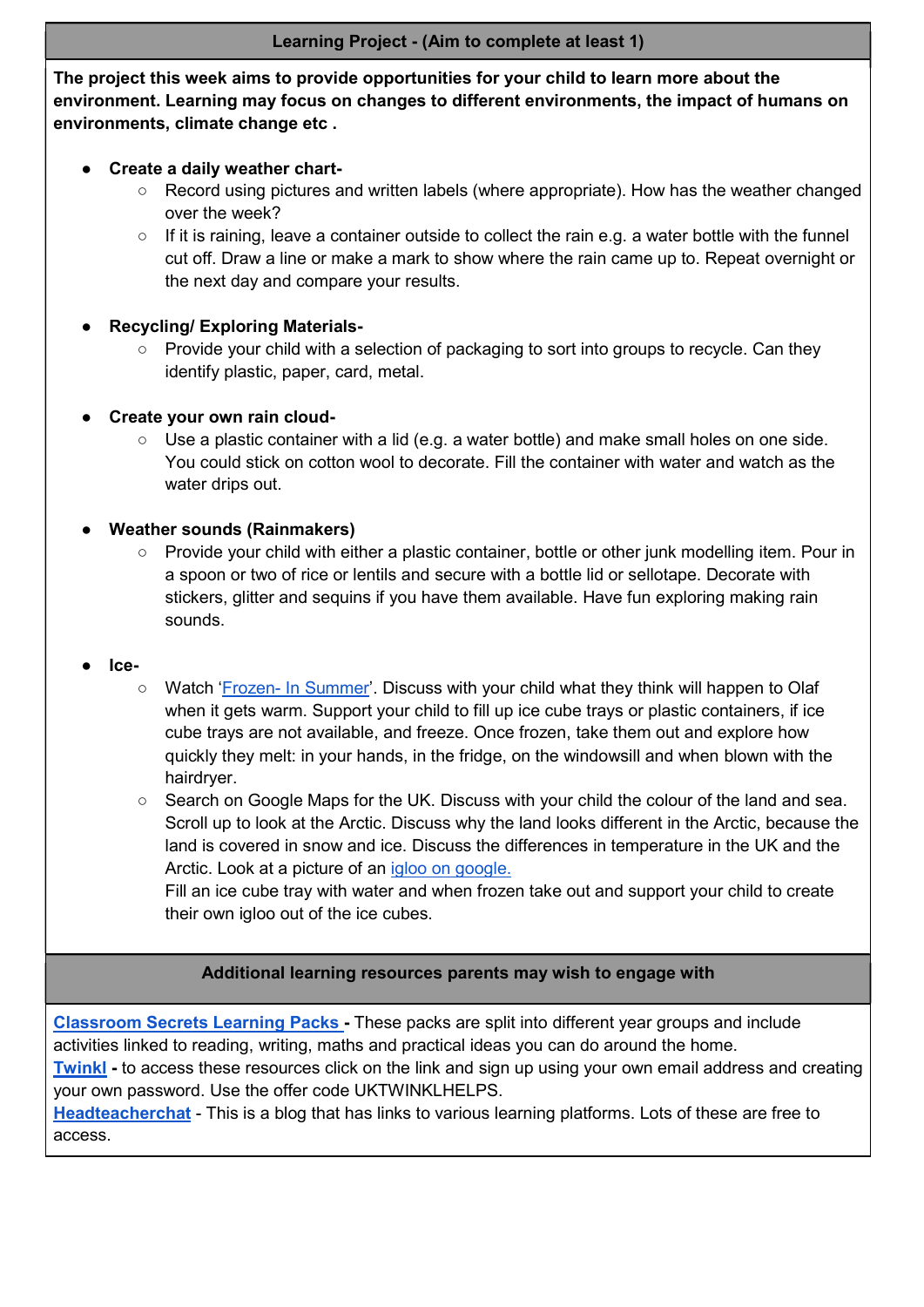## Learning Project - (Aim to complete at least 1)

**The project this week aims to provide opportunities for your child to learn more about the environment. Learning may focus on changes to different environments, the impact of humans on environments, climate change etc .**

- **Create a daily weather chart-**
  - Record using pictures and written labels (where appropriate). How has the weather changed over the week?
  - If it is raining, leave a container outside to collect the rain e.g. a water bottle with the funnel cut off. Draw a line or make a mark to show where the rain came up to. Repeat overnight or the next day and compare your results.

- **Recycling/ Exploring Materials-**
  - Provide your child with a selection of packaging to sort into groups to recycle. Can they identify plastic, paper, card, metal.

- **Create your own rain cloud-**
  - Use a plastic container with a lid (e.g. a water bottle) and make small holes on one side. You could stick on cotton wool to decorate. Fill the container with water and watch as the water drips out.

- **Weather sounds (Rainmakers)**
  - Provide your child with either a plastic container, bottle or other junk modelling item. Pour in a spoon or two of rice or lentils and secure with a bottle lid or sellotape. Decorate with stickers, glitter and sequins if you have them available. Have fun exploring making rain sounds.

- **Ice-**
  - Watch 'Frozen- In Summer'. Discuss with your child what they think will happen to Olaf when it gets warm. Support your child to fill up ice cube trays or plastic containers, if ice cube trays are not available, and freeze. Once frozen, take them out and explore how quickly they melt: in your hands, in the fridge, on the windowsill and when blown with the hairdryer.
  - Search on Google Maps for the UK. Discuss with your child the colour of the land and sea. Scroll up to look at the Arctic. Discuss why the land looks different in the Arctic, because the land is covered in snow and ice. Discuss the differences in temperature in the UK and the Arctic. Look at a picture of an igloo on google.
    Fill an ice cube tray with water and when frozen take out and support your child to create their own igloo out of the ice cubes.

## Additional learning resources parents may wish to engage with

**Classroom Secrets Learning Packs** - These packs are split into different year groups and include activities linked to reading, writing, maths and practical ideas you can do around the home.
**Twinkl** - to access these resources click on the link and sign up using your own email address and creating your own password. Use the offer code UKTWINKLHELPS.
**Headteacherchat** - This is a blog that has links to various learning platforms. Lots of these are free to access.